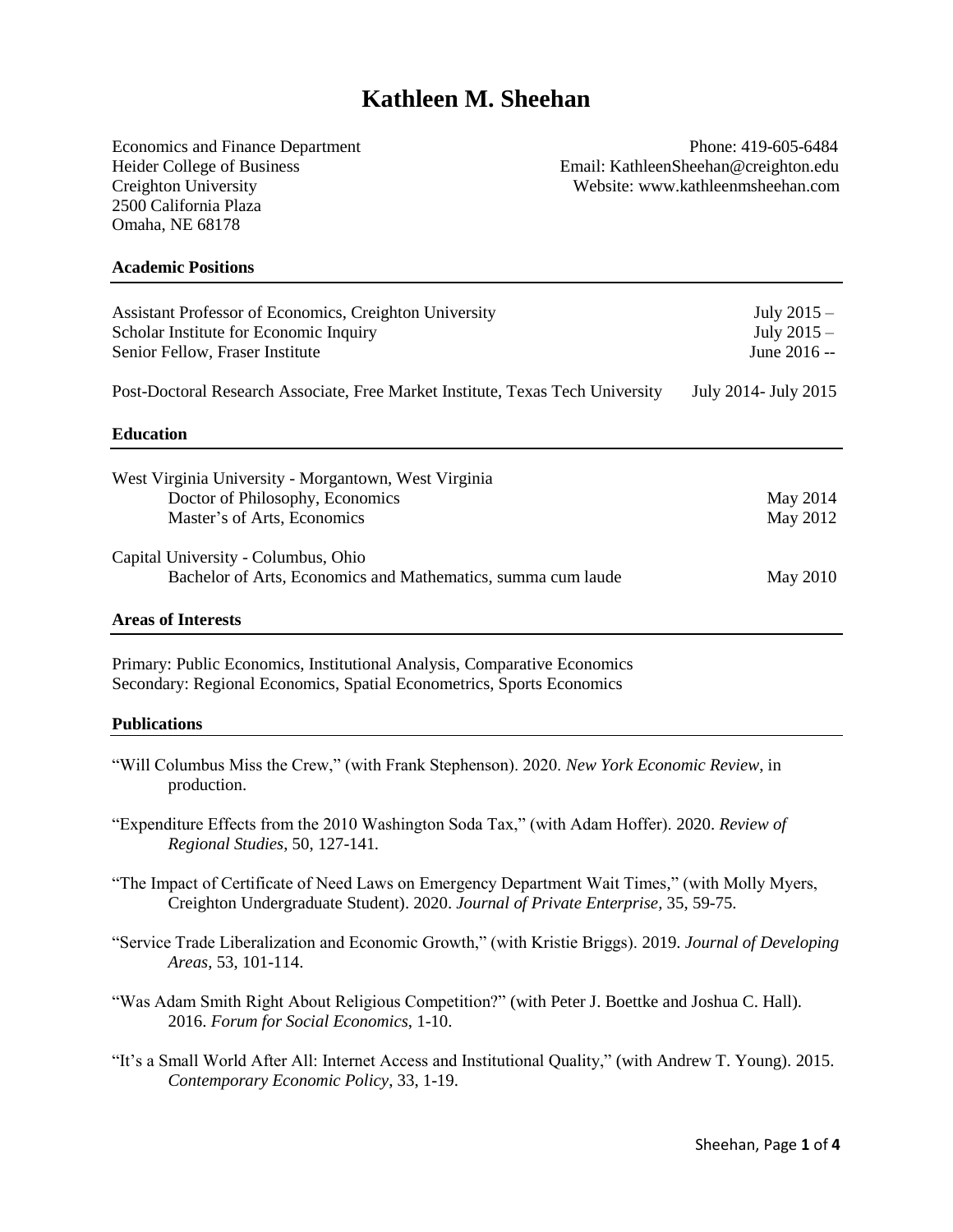# Kathleen M. Sheehan

Economics and Finance Department
Heider College of Business
Creighton University
2500 California Plaza
Omaha, NE 68178

Phone: 419-605-6484
Email: KathleenSheehan@creighton.edu
Website: www.kathleenmsheehan.com

## Academic Positions

| | |
|---|---|
| Assistant Professor of Economics, Creighton University | July 2015 – |
| Scholar Institute for Economic Inquiry | July 2015 – |
| Senior Fellow, Fraser Institute | June 2016 -- |
| Post-Doctoral Research Associate, Free Market Institute, Texas Tech University | July 2014- July 2015 |

## Education

West Virginia University - Morgantown, West Virginia

| | |
|---|---|
| Doctor of Philosophy, Economics | May 2014 |
| Master's of Arts, Economics | May 2012 |

Capital University - Columbus, Ohio

| | |
|---|---|
| Bachelor of Arts, Economics and Mathematics, summa cum laude | May 2010 |

## Areas of Interests

Primary: Public Economics, Institutional Analysis, Comparative Economics
Secondary: Regional Economics, Spatial Econometrics, Sports Economics

## Publications

"Will Columbus Miss the Crew," (with Frank Stephenson). 2020. *New York Economic Review*, in production.

"Expenditure Effects from the 2010 Washington Soda Tax," (with Adam Hoffer). 2020. *Review of Regional Studies*, 50, 127-141.

"The Impact of Certificate of Need Laws on Emergency Department Wait Times," (with Molly Myers, Creighton Undergraduate Student). 2020. *Journal of Private Enterprise*, 35, 59-75.

"Service Trade Liberalization and Economic Growth," (with Kristie Briggs). 2019. *Journal of Developing Areas*, 53, 101-114.

"Was Adam Smith Right About Religious Competition?" (with Peter J. Boettke and Joshua C. Hall). 2016. *Forum for Social Economics*, 1-10.

"It's a Small World After All: Internet Access and Institutional Quality," (with Andrew T. Young). 2015. *Contemporary Economic Policy*, 33, 1-19.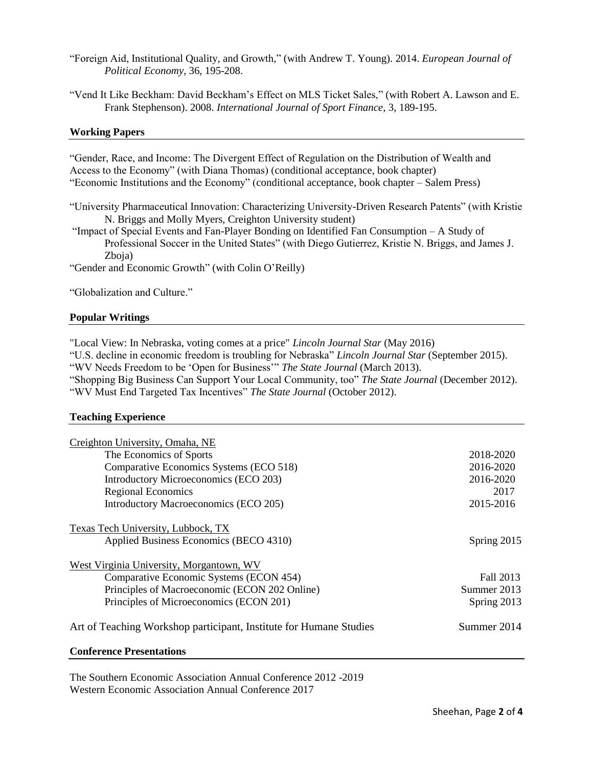"Foreign Aid, Institutional Quality, and Growth," (with Andrew T. Young). 2014. *European Journal of Political Economy*, 36, 195-208.

"Vend It Like Beckham: David Beckham's Effect on MLS Ticket Sales," (with Robert A. Lawson and E. Frank Stephenson). 2008. *International Journal of Sport Finance*, 3, 189-195.

## Working Papers

"Gender, Race, and Income: The Divergent Effect of Regulation on the Distribution of Wealth and Access to the Economy" (with Diana Thomas) (conditional acceptance, book chapter)
"Economic Institutions and the Economy" (conditional acceptance, book chapter – Salem Press)

"University Pharmaceutical Innovation: Characterizing University-Driven Research Patents" (with Kristie N. Briggs and Molly Myers, Creighton University student)
"Impact of Special Events and Fan-Player Bonding on Identified Fan Consumption – A Study of Professional Soccer in the United States" (with Diego Gutierrez, Kristie N. Briggs, and James J. Zboja)
"Gender and Economic Growth" (with Colin O'Reilly)

"Globalization and Culture."

## Popular Writings

"Local View: In Nebraska, voting comes at a price" *Lincoln Journal Star* (May 2016)
"U.S. decline in economic freedom is troubling for Nebraska" *Lincoln Journal Star* (September 2015).
"WV Needs Freedom to be 'Open for Business'" *The State Journal* (March 2013).
"Shopping Big Business Can Support Your Local Community, too" *The State Journal* (December 2012).
"WV Must End Targeted Tax Incentives" *The State Journal* (October 2012).

## Teaching Experience

Creighton University, Omaha, NE

| | |
|---|---|
| The Economics of Sports | 2018-2020 |
| Comparative Economics Systems (ECO 518) | 2016-2020 |
| Introductory Microeconomics (ECO 203) | 2016-2020 |
| Regional Economics | 2017 |
| Introductory Macroeconomics (ECO 205) | 2015-2016 |

Texas Tech University, Lubbock, TX

| | |
|---|---|
| Applied Business Economics (BECO 4310) | Spring 2015 |

West Virginia University, Morgantown, WV

| | |
|---|---|
| Comparative Economic Systems (ECON 454) | Fall 2013 |
| Principles of Macroeconomic (ECON 202 Online) | Summer 2013 |
| Principles of Microeconomics (ECON 201) | Spring 2013 |

Art of Teaching Workshop participant, Institute for Humane Studies — Summer 2014

## Conference Presentations

The Southern Economic Association Annual Conference 2012 -2019
Western Economic Association Annual Conference 2017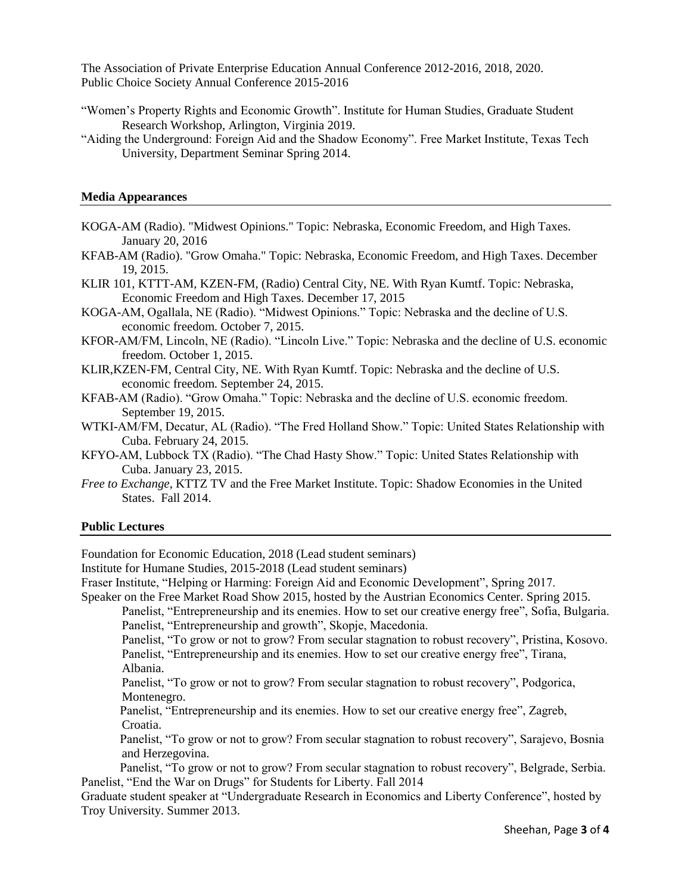The Association of Private Enterprise Education Annual Conference 2012-2016, 2018, 2020.
Public Choice Society Annual Conference 2015-2016

"Women's Property Rights and Economic Growth". Institute for Human Studies, Graduate Student Research Workshop, Arlington, Virginia 2019.

"Aiding the Underground: Foreign Aid and the Shadow Economy". Free Market Institute, Texas Tech University, Department Seminar Spring 2014.

## Media Appearances

KOGA-AM (Radio). "Midwest Opinions." Topic: Nebraska, Economic Freedom, and High Taxes. January 20, 2016

KFAB-AM (Radio). "Grow Omaha." Topic: Nebraska, Economic Freedom, and High Taxes. December 19, 2015.

KLIR 101, KTTT-AM, KZEN-FM, (Radio) Central City, NE. With Ryan Kumtf. Topic: Nebraska, Economic Freedom and High Taxes. December 17, 2015

KOGA-AM, Ogallala, NE (Radio). "Midwest Opinions." Topic: Nebraska and the decline of U.S. economic freedom. October 7, 2015.

KFOR-AM/FM, Lincoln, NE (Radio). "Lincoln Live." Topic: Nebraska and the decline of U.S. economic freedom. October 1, 2015.

KLIR,KZEN-FM, Central City, NE. With Ryan Kumtf. Topic: Nebraska and the decline of U.S. economic freedom. September 24, 2015.

KFAB-AM (Radio). "Grow Omaha." Topic: Nebraska and the decline of U.S. economic freedom. September 19, 2015.

WTKI-AM/FM, Decatur, AL (Radio). "The Fred Holland Show." Topic: United States Relationship with Cuba. February 24, 2015.

KFYO-AM, Lubbock TX (Radio). "The Chad Hasty Show." Topic: United States Relationship with Cuba. January 23, 2015.

*Free to Exchange*, KTTZ TV and the Free Market Institute. Topic: Shadow Economies in the United States. Fall 2014.

## Public Lectures

Foundation for Economic Education, 2018 (Lead student seminars)

Institute for Humane Studies, 2015-2018 (Lead student seminars)

Fraser Institute, "Helping or Harming: Foreign Aid and Economic Development", Spring 2017.

Speaker on the Free Market Road Show 2015, hosted by the Austrian Economics Center. Spring 2015.

- Panelist, "Entrepreneurship and its enemies. How to set our creative energy free", Sofia, Bulgaria.
- Panelist, "Entrepreneurship and growth", Skopje, Macedonia.
- Panelist, "To grow or not to grow? From secular stagnation to robust recovery", Pristina, Kosovo.
- Panelist, "Entrepreneurship and its enemies. How to set our creative energy free", Tirana, Albania.
- Panelist, "To grow or not to grow? From secular stagnation to robust recovery", Podgorica, Montenegro.
- Panelist, "Entrepreneurship and its enemies. How to set our creative energy free", Zagreb, Croatia.
- Panelist, "To grow or not to grow? From secular stagnation to robust recovery", Sarajevo, Bosnia and Herzegovina.
- Panelist, "To grow or not to grow? From secular stagnation to robust recovery", Belgrade, Serbia.

Panelist, "End the War on Drugs" for Students for Liberty. Fall 2014

Graduate student speaker at "Undergraduate Research in Economics and Liberty Conference", hosted by Troy University. Summer 2013.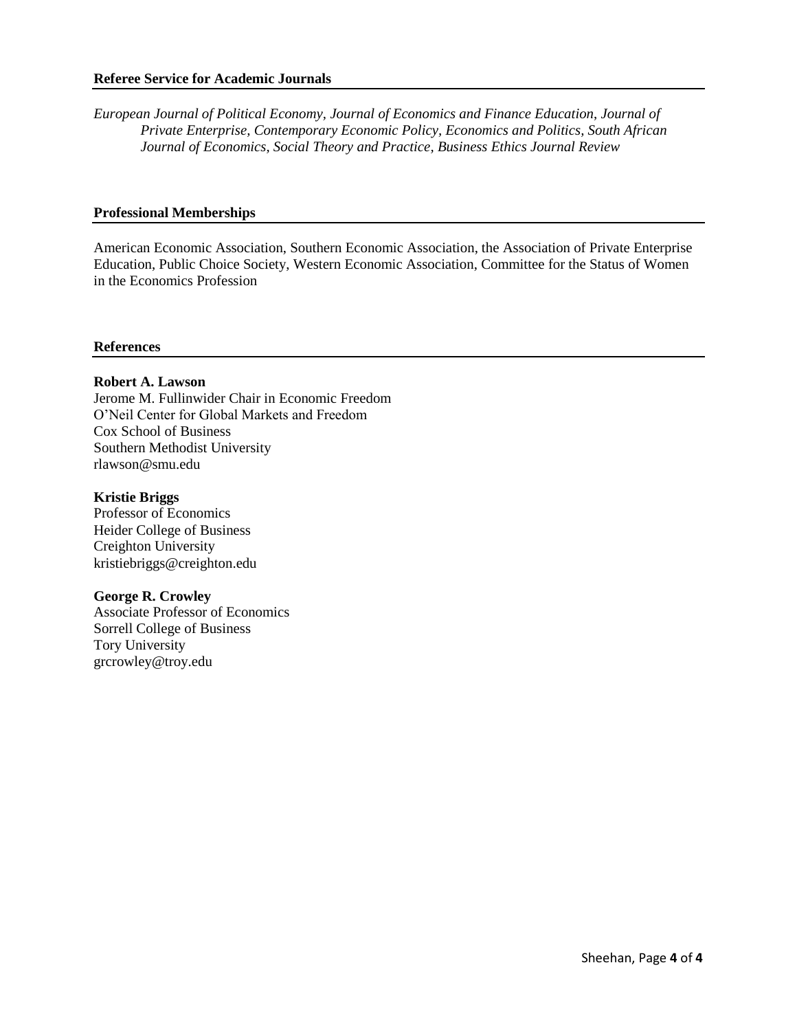## Referee Service for Academic Journals

*European Journal of Political Economy, Journal of Economics and Finance Education, Journal of Private Enterprise, Contemporary Economic Policy, Economics and Politics, South African Journal of Economics, Social Theory and Practice, Business Ethics Journal Review*

## Professional Memberships

American Economic Association, Southern Economic Association, the Association of Private Enterprise Education, Public Choice Society, Western Economic Association, Committee for the Status of Women in the Economics Profession

## References

**Robert A. Lawson**
Jerome M. Fullinwider Chair in Economic Freedom
O'Neil Center for Global Markets and Freedom
Cox School of Business
Southern Methodist University
rlawson@smu.edu

**Kristie Briggs**
Professor of Economics
Heider College of Business
Creighton University
kristiebriggs@creighton.edu

**George R. Crowley**
Associate Professor of Economics
Sorrell College of Business
Tory University
grcrowley@troy.edu